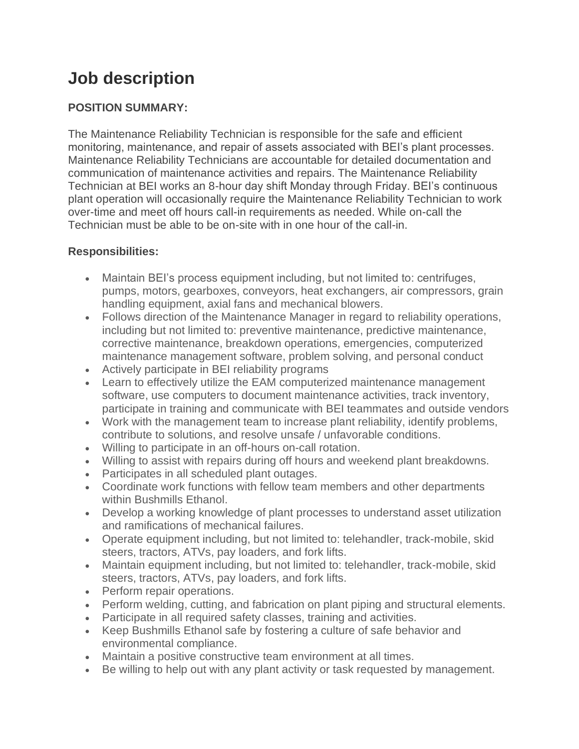# Job description

**POSITION SUMMARY:**

The Maintenance Reliability Technician is responsible for the safe and efficient monitoring, maintenance, and repair of assets associated with BEI's plant processes. Maintenance Reliability Technicians are accountable for detailed documentation and communication of maintenance activities and repairs. The Maintenance Reliability Technician at BEI works an 8-hour day shift Monday through Friday. BEI's continuous plant operation will occasionally require the Maintenance Reliability Technician to work over-time and meet off hours call-in requirements as needed. While on-call the Technician must be able to be on-site with in one hour of the call-in.

**Responsibilities:**

- Maintain BEI's process equipment including, but not limited to: centrifuges, pumps, motors, gearboxes, conveyors, heat exchangers, air compressors, grain handling equipment, axial fans and mechanical blowers.
- Follows direction of the Maintenance Manager in regard to reliability operations, including but not limited to: preventive maintenance, predictive maintenance, corrective maintenance, breakdown operations, emergencies, computerized maintenance management software, problem solving, and personal conduct
- Actively participate in BEI reliability programs
- Learn to effectively utilize the EAM computerized maintenance management software, use computers to document maintenance activities, track inventory, participate in training and communicate with BEI teammates and outside vendors
- Work with the management team to increase plant reliability, identify problems, contribute to solutions, and resolve unsafe / unfavorable conditions.
- Willing to participate in an off-hours on-call rotation.
- Willing to assist with repairs during off hours and weekend plant breakdowns.
- Participates in all scheduled plant outages.
- Coordinate work functions with fellow team members and other departments within Bushmills Ethanol.
- Develop a working knowledge of plant processes to understand asset utilization and ramifications of mechanical failures.
- Operate equipment including, but not limited to: telehandler, track-mobile, skid steers, tractors, ATVs, pay loaders, and fork lifts.
- Maintain equipment including, but not limited to: telehandler, track-mobile, skid steers, tractors, ATVs, pay loaders, and fork lifts.
- Perform repair operations.
- Perform welding, cutting, and fabrication on plant piping and structural elements.
- Participate in all required safety classes, training and activities.
- Keep Bushmills Ethanol safe by fostering a culture of safe behavior and environmental compliance.
- Maintain a positive constructive team environment at all times.
- Be willing to help out with any plant activity or task requested by management.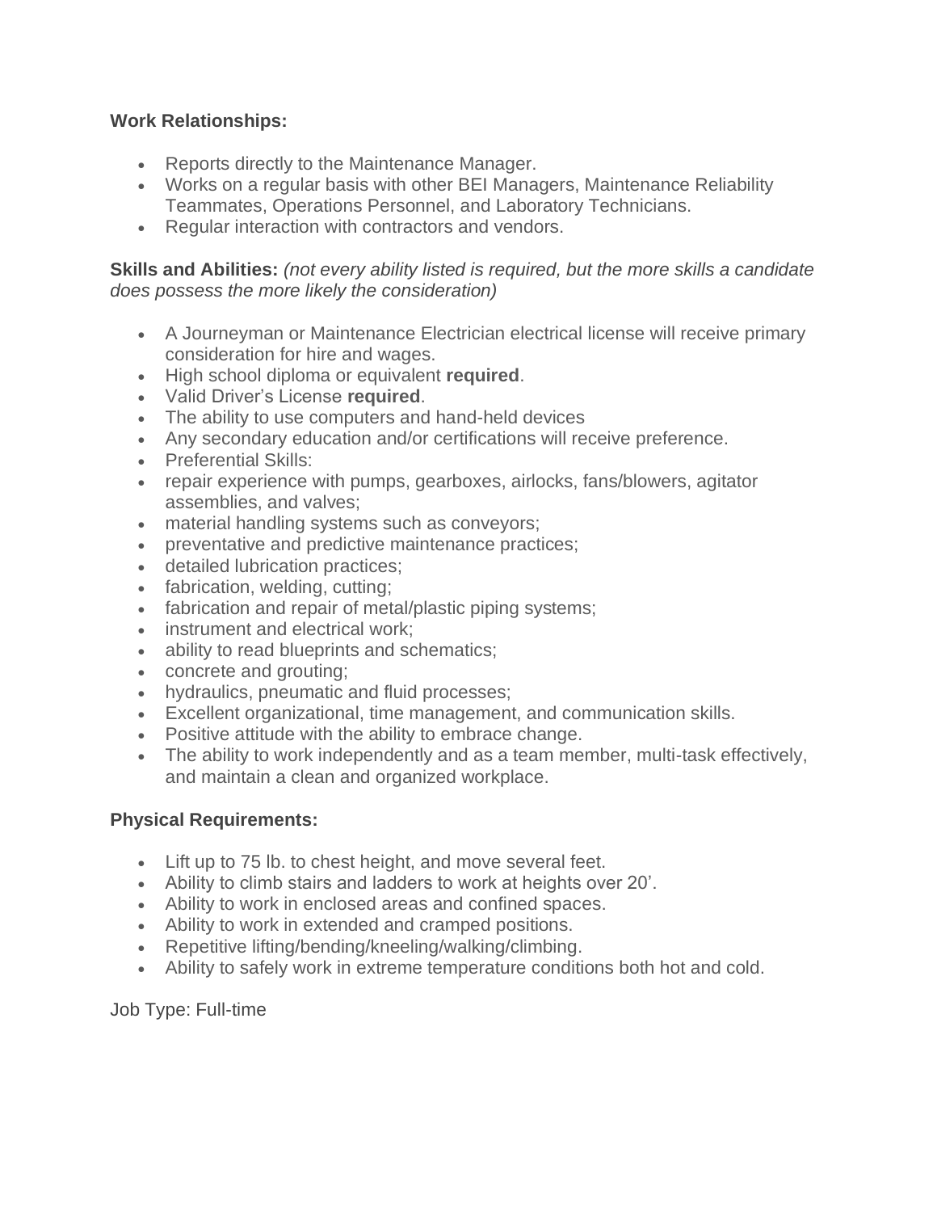**Work Relationships:**

- Reports directly to the Maintenance Manager.
- Works on a regular basis with other BEI Managers, Maintenance Reliability Teammates, Operations Personnel, and Laboratory Technicians.
- Regular interaction with contractors and vendors.

**Skills and Abilities:** *(not every ability listed is required, but the more skills a candidate does possess the more likely the consideration)*

- A Journeyman or Maintenance Electrician electrical license will receive primary consideration for hire and wages.
- High school diploma or equivalent **required**.
- Valid Driver's License **required**.
- The ability to use computers and hand-held devices
- Any secondary education and/or certifications will receive preference.
- Preferential Skills:
- repair experience with pumps, gearboxes, airlocks, fans/blowers, agitator assemblies, and valves;
- material handling systems such as conveyors;
- preventative and predictive maintenance practices;
- detailed lubrication practices;
- fabrication, welding, cutting;
- fabrication and repair of metal/plastic piping systems;
- instrument and electrical work;
- ability to read blueprints and schematics;
- concrete and grouting;
- hydraulics, pneumatic and fluid processes;
- Excellent organizational, time management, and communication skills.
- Positive attitude with the ability to embrace change.
- The ability to work independently and as a team member, multi-task effectively, and maintain a clean and organized workplace.

**Physical Requirements:**

- Lift up to 75 lb. to chest height, and move several feet.
- Ability to climb stairs and ladders to work at heights over 20'.
- Ability to work in enclosed areas and confined spaces.
- Ability to work in extended and cramped positions.
- Repetitive lifting/bending/kneeling/walking/climbing.
- Ability to safely work in extreme temperature conditions both hot and cold.

Job Type: Full-time